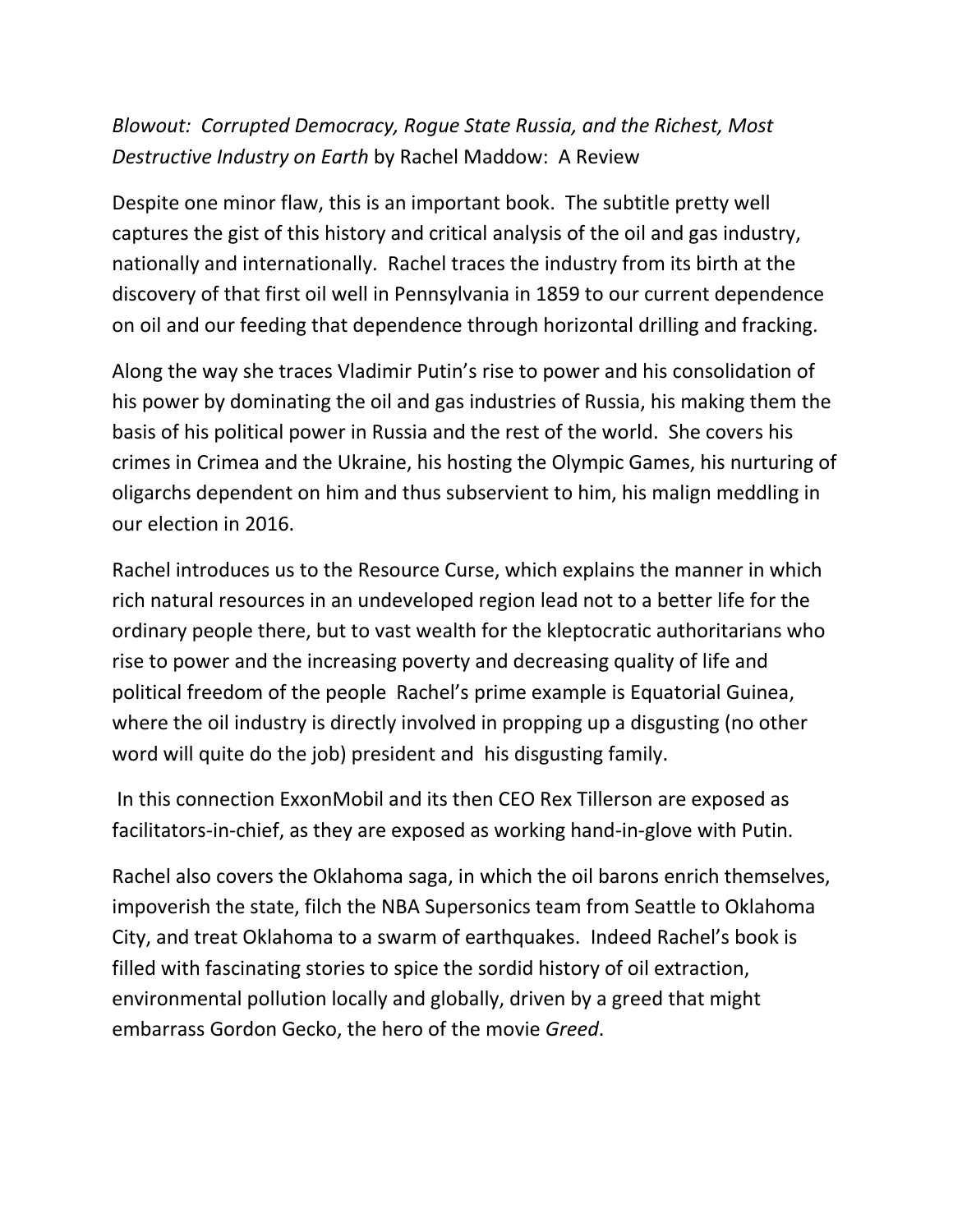*Blowout: Corrupted Democracy, Rogue State Russia, and the Richest, Most Destructive Industry on Earth* by Rachel Maddow: A Review

Despite one minor flaw, this is an important book. The subtitle pretty well captures the gist of this history and critical analysis of the oil and gas industry, nationally and internationally. Rachel traces the industry from its birth at the discovery of that first oil well in Pennsylvania in 1859 to our current dependence on oil and our feeding that dependence through horizontal drilling and fracking.

Along the way she traces Vladimir Putin's rise to power and his consolidation of his power by dominating the oil and gas industries of Russia, his making them the basis of his political power in Russia and the rest of the world. She covers his crimes in Crimea and the Ukraine, his hosting the Olympic Games, his nurturing of oligarchs dependent on him and thus subservient to him, his malign meddling in our election in 2016.

Rachel introduces us to the Resource Curse, which explains the manner in which rich natural resources in an undeveloped region lead not to a better life for the ordinary people there, but to vast wealth for the kleptocratic authoritarians who rise to power and the increasing poverty and decreasing quality of life and political freedom of the people Rachel's prime example is Equatorial Guinea, where the oil industry is directly involved in propping up a disgusting (no other word will quite do the job) president and his disgusting family.

In this connection ExxonMobil and its then CEO Rex Tillerson are exposed as facilitators-in-chief, as they are exposed as working hand-in-glove with Putin.

Rachel also covers the Oklahoma saga, in which the oil barons enrich themselves, impoverish the state, filch the NBA Supersonics team from Seattle to Oklahoma City, and treat Oklahoma to a swarm of earthquakes. Indeed Rachel's book is filled with fascinating stories to spice the sordid history of oil extraction, environmental pollution locally and globally, driven by a greed that might embarrass Gordon Gecko, the hero of the movie *Greed*.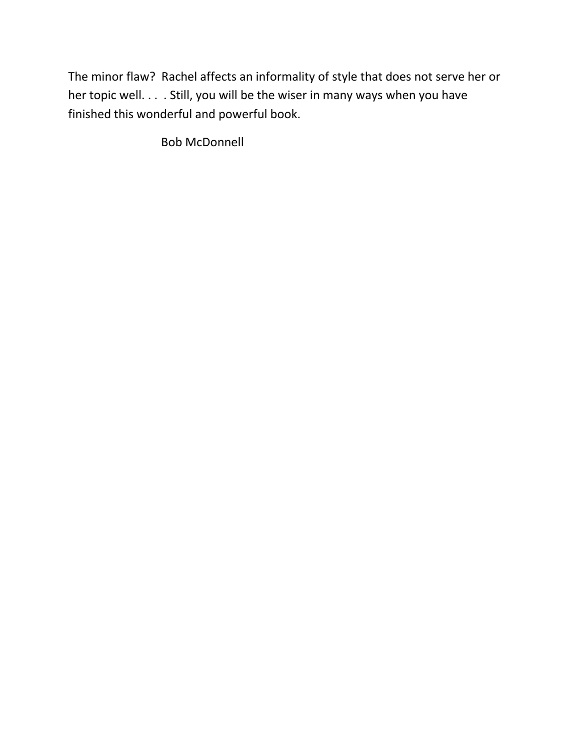The minor flaw? Rachel affects an informality of style that does not serve her or her topic well. . . . Still, you will be the wiser in many ways when you have finished this wonderful and powerful book.

Bob McDonnell